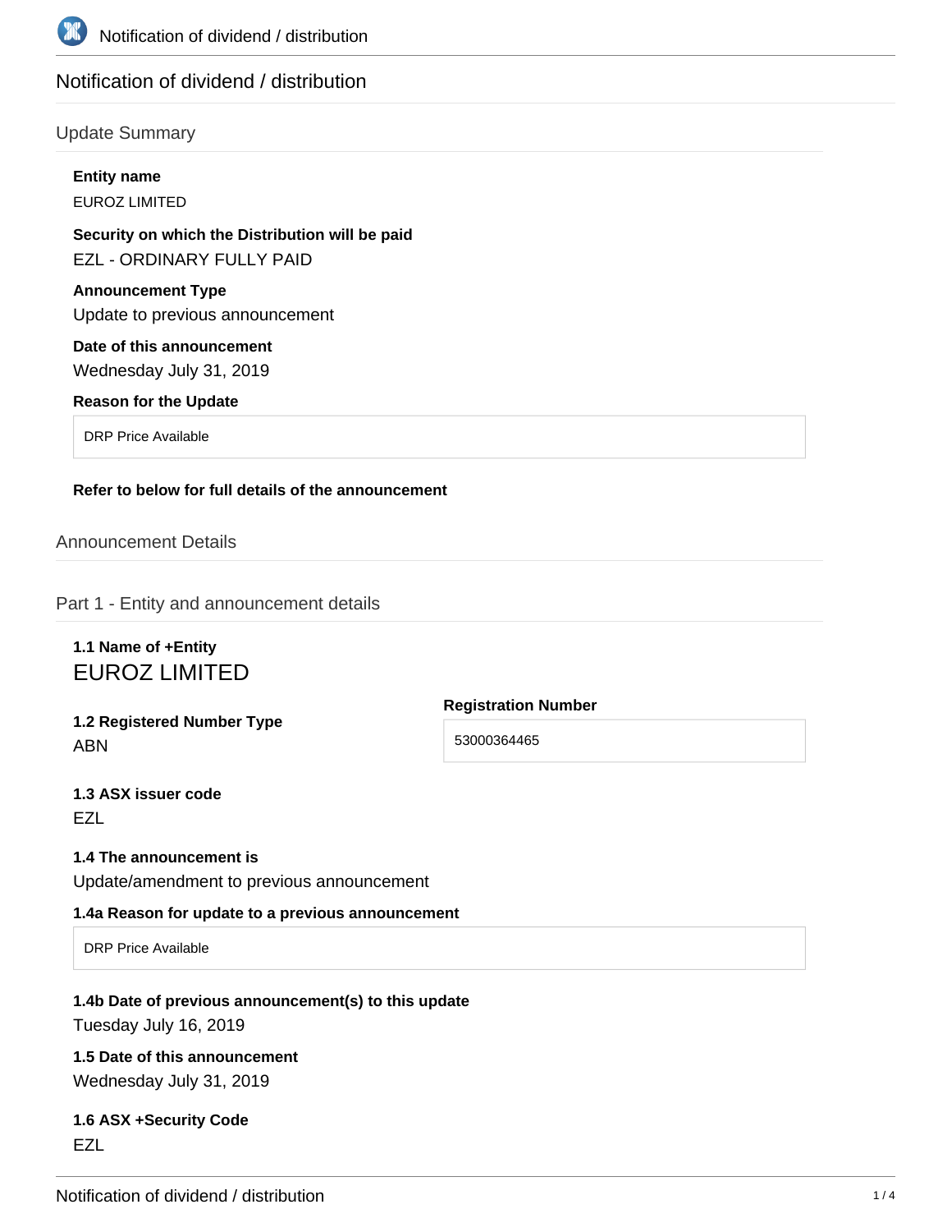# Notification of dividend / distribution

## Update Summary

**Entity name**

EUROZ LIMITED

**Security on which the Distribution will be paid**

EZL - ORDINARY FULLY PAID

**Announcement Type**

Update to previous announcement

**Date of this announcement**

Wednesday July 31, 2019

**Reason for the Update**

DRP Price Available

**Refer to below for full details of the announcement**

## Announcement Details

### Part 1 - Entity and announcement details

**1.1 Name of +Entity**

EUROZ LIMITED

**1.2 Registered Number Type**

ABN

**Registration Number**

53000364465

**1.3 ASX issuer code**

EZL

**1.4 The announcement is**

Update/amendment to previous announcement

**1.4a Reason for update to a previous announcement**

DRP Price Available

**1.4b Date of previous announcement(s) to this update**

Tuesday July 16, 2019

**1.5 Date of this announcement**

Wednesday July 31, 2019

**1.6 ASX +Security Code**

EZL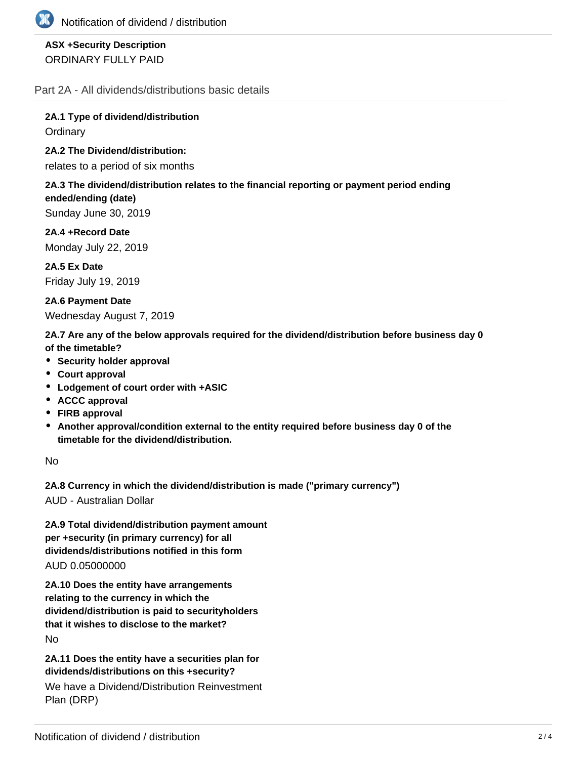**ASX +Security Description**
ORDINARY FULLY PAID

## Part 2A - All dividends/distributions basic details

**2A.1 Type of dividend/distribution**
Ordinary

**2A.2 The Dividend/distribution:**
relates to a period of six months

**2A.3 The dividend/distribution relates to the financial reporting or payment period ending ended/ending (date)**
Sunday June 30, 2019

**2A.4 +Record Date**
Monday July 22, 2019

**2A.5 Ex Date**
Friday July 19, 2019

**2A.6 Payment Date**
Wednesday August 7, 2019

**2A.7 Are any of the below approvals required for the dividend/distribution before business day 0 of the timetable?**

- **Security holder approval**
- **Court approval**
- **Lodgement of court order with +ASIC**
- **ACCC approval**
- **FIRB approval**
- **Another approval/condition external to the entity required before business day 0 of the timetable for the dividend/distribution.**

No

**2A.8 Currency in which the dividend/distribution is made ("primary currency")**
AUD - Australian Dollar

**2A.9 Total dividend/distribution payment amount per +security (in primary currency) for all dividends/distributions notified in this form**
AUD 0.05000000

**2A.10 Does the entity have arrangements relating to the currency in which the dividend/distribution is paid to securityholders that it wishes to disclose to the market?**
No

**2A.11 Does the entity have a securities plan for dividends/distributions on this +security?**
We have a Dividend/Distribution Reinvestment Plan (DRP)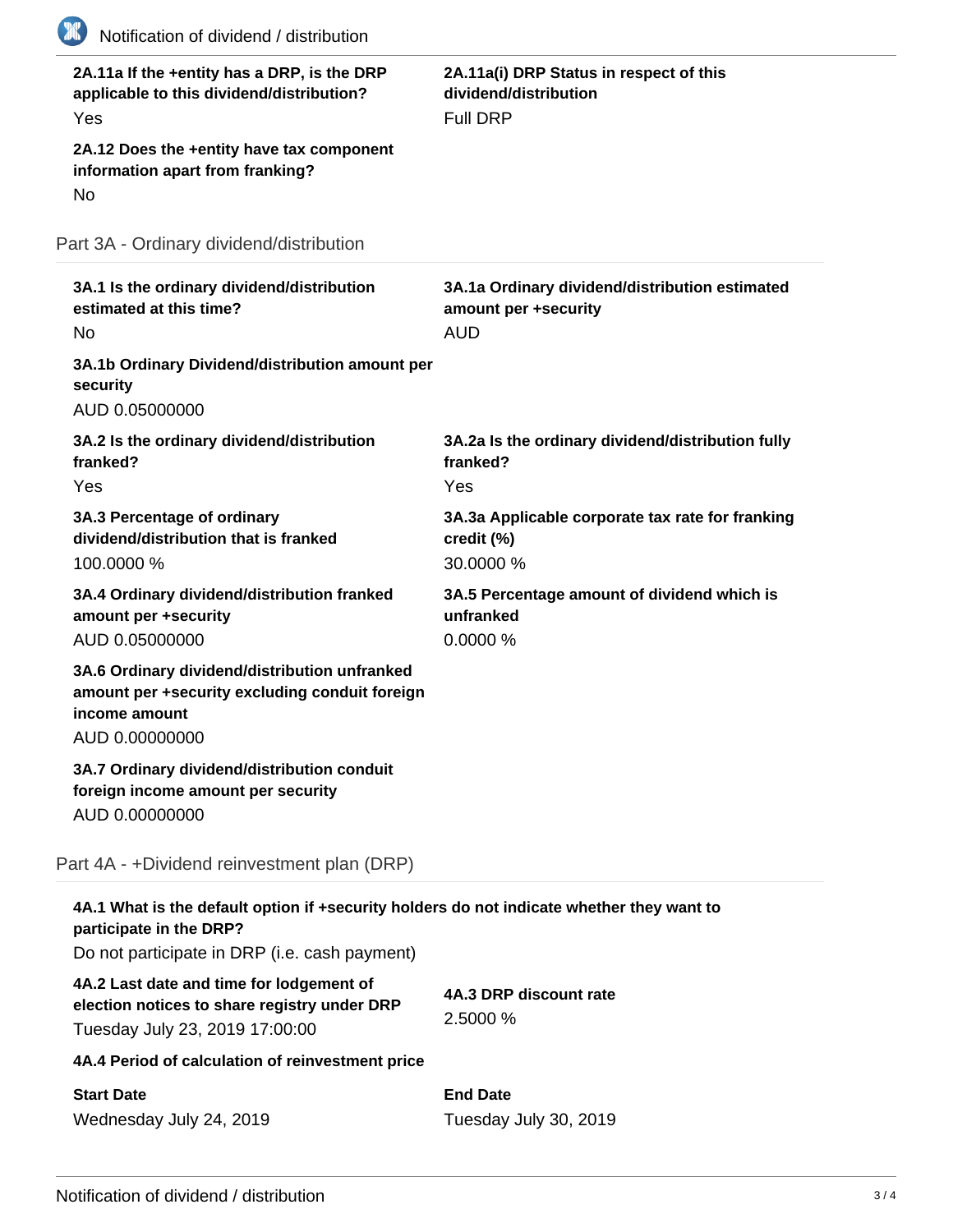**2A.11a If the +entity has a DRP, is the DRP applicable to this dividend/distribution?**

Yes

**2A.11a(i) DRP Status in respect of this dividend/distribution**

Full DRP

**2A.12 Does the +entity have tax component information apart from franking?**

No

## Part 3A - Ordinary dividend/distribution

**3A.1 Is the ordinary dividend/distribution estimated at this time?**

No

**3A.1a Ordinary dividend/distribution estimated amount per +security**

AUD

**3A.1b Ordinary Dividend/distribution amount per security**

AUD 0.05000000

**3A.2 Is the ordinary dividend/distribution franked?**

Yes

**3A.2a Is the ordinary dividend/distribution fully franked?**

Yes

**3A.3 Percentage of ordinary dividend/distribution that is franked**

100.0000 %

**3A.3a Applicable corporate tax rate for franking credit (%)**

30.0000 %

**3A.4 Ordinary dividend/distribution franked amount per +security**

AUD 0.05000000

**3A.5 Percentage amount of dividend which is unfranked**

0.0000 %

**3A.6 Ordinary dividend/distribution unfranked amount per +security excluding conduit foreign income amount**

AUD 0.00000000

**3A.7 Ordinary dividend/distribution conduit foreign income amount per security**

AUD 0.00000000

## Part 4A - +Dividend reinvestment plan (DRP)

**4A.1 What is the default option if +security holders do not indicate whether they want to participate in the DRP?**

Do not participate in DRP (i.e. cash payment)

**4A.2 Last date and time for lodgement of election notices to share registry under DRP**

Tuesday July 23, 2019 17:00:00

**4A.3 DRP discount rate**

2.5000 %

**4A.4 Period of calculation of reinvestment price**

**Start Date**

Wednesday July 24, 2019

**End Date**

Tuesday July 30, 2019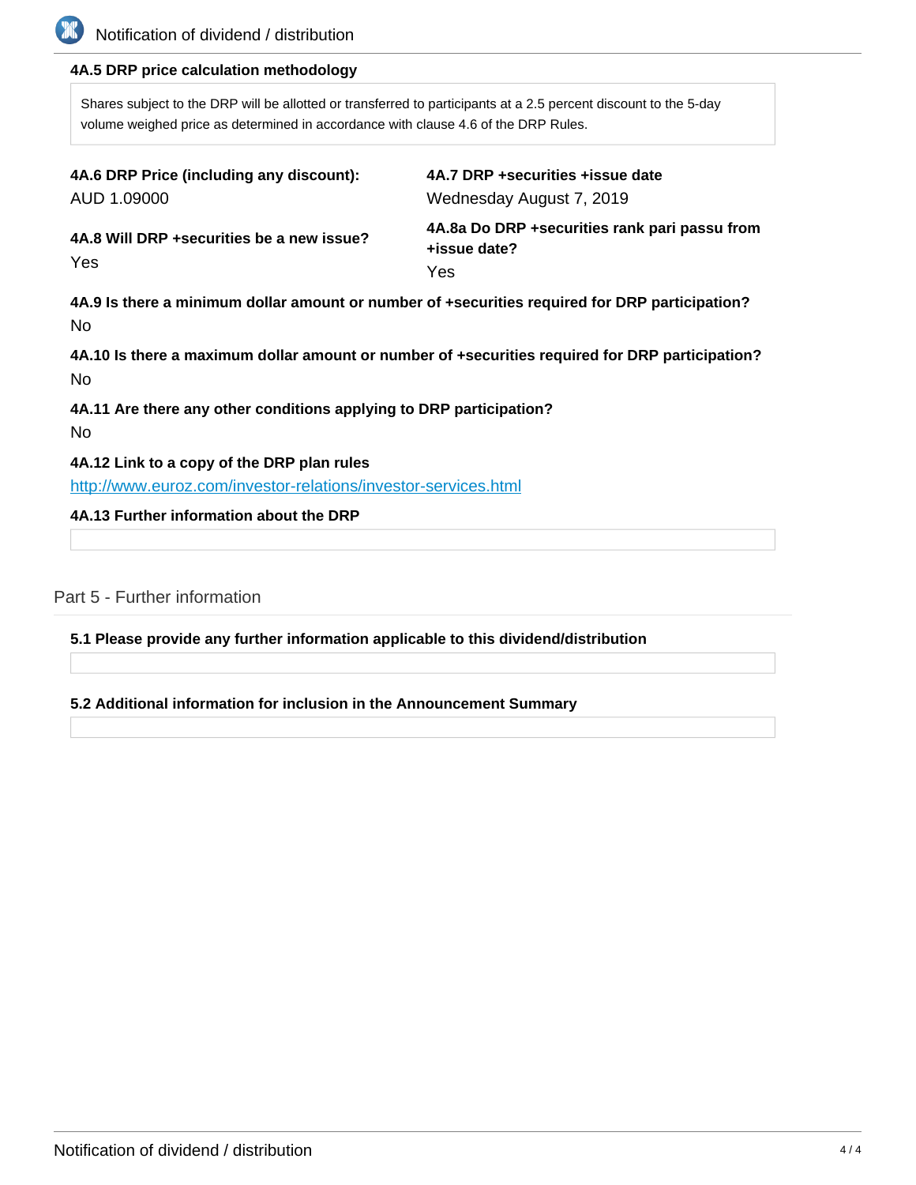**4A.5 DRP price calculation methodology**

Shares subject to the DRP will be allotted or transferred to participants at a 2.5 percent discount to the 5-day volume weighed price as determined in accordance with clause 4.6 of the DRP Rules.

**4A.6 DRP Price (including any discount):**
AUD 1.09000

**4A.7 DRP +securities +issue date**
Wednesday August 7, 2019

**4A.8 Will DRP +securities be a new issue?**
Yes

**4A.8a Do DRP +securities rank pari passu from +issue date?**
Yes

**4A.9 Is there a minimum dollar amount or number of +securities required for DRP participation?**
No

**4A.10 Is there a maximum dollar amount or number of +securities required for DRP participation?**
No

**4A.11 Are there any other conditions applying to DRP participation?**
No

**4A.12 Link to a copy of the DRP plan rules**
http://www.euroz.com/investor-relations/investor-services.html

**4A.13 Further information about the DRP**

## Part 5 - Further information

**5.1 Please provide any further information applicable to this dividend/distribution**

**5.2 Additional information for inclusion in the Announcement Summary**